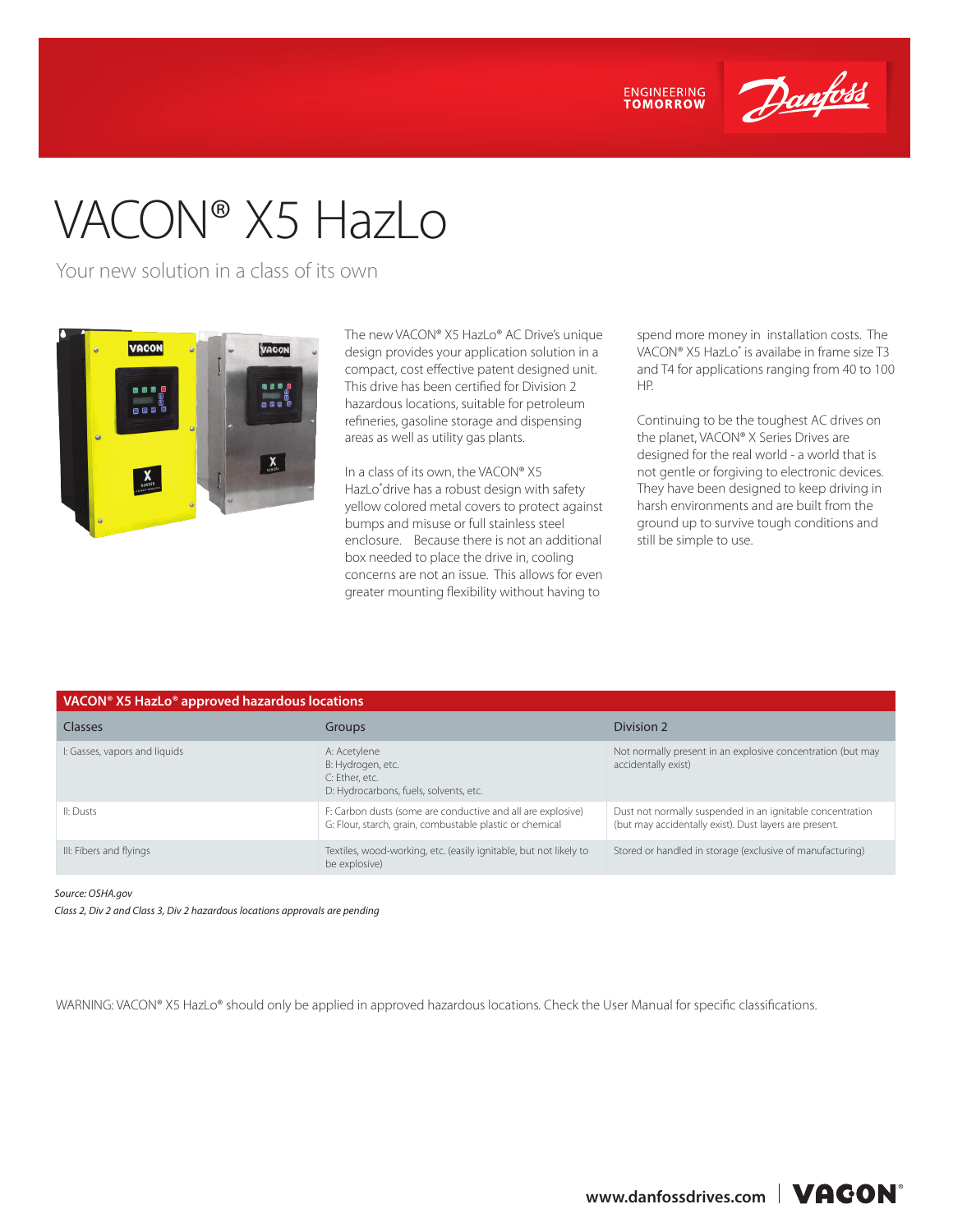# VACON® X5 HazLo

## Your new solution in a class of its own

The new VACON® X5 HazLo® AC Drive's unique design provides your application solution in a compact, cost effective patent designed unit. This drive has been certified for Division 2 hazardous locations, suitable for petroleum refineries, gasoline storage and dispensing areas as well as utility gas plants.

In a class of its own, the VACON® X5 HazLo® drive has a robust design with safety yellow colored metal covers to protect against bumps and misuse or full stainless steel enclosure. Because there is not an additional box needed to place the drive in, cooling concerns are not an issue. This allows for even greater mounting flexibility without having to spend more money in installation costs. The VACON® X5 HazLo® is availabe in frame size T3 and T4 for applications ranging from 40 to 100 HP.

Continuing to be the toughest AC drives on the planet, VACON® X Series Drives are designed for the real world - a world that is not gentle or forgiving to electronic devices. They have been designed to keep driving in harsh environments and are built from the ground up to survive tough conditions and still be simple to use.

**VACON® X5 HazLo® approved hazardous locations**

| Classes | Groups | Division 2 |
|---|---|---|
| I: Gasses, vapors and liquids | A: Acetylene<br>B: Hydrogen, etc.<br>C: Ether, etc.<br>D: Hydrocarbons, fuels, solvents, etc. | Not normally present in an explosive concentration (but may accidentally exist) |
| II: Dusts | F: Carbon dusts (some are conductive and all are explosive)<br>G: Flour, starch, grain, combustable plastic or chemical | Dust not normally suspended in an ignitable concentration (but may accidentally exist). Dust layers are present. |
| III: Fibers and flyings | Textiles, wood-working, etc. (easily ignitable, but not likely to be explosive) | Stored or handled in storage (exclusive of manufacturing) |

*Source: OSHA.gov*

*Class 2, Div 2 and Class 3, Div 2 hazardous locations approvals are pending*

WARNING: VACON® X5 HazLo® should only be applied in approved hazardous locations. Check the User Manual for specific classifications.

www.danfossdrives.com | VACON®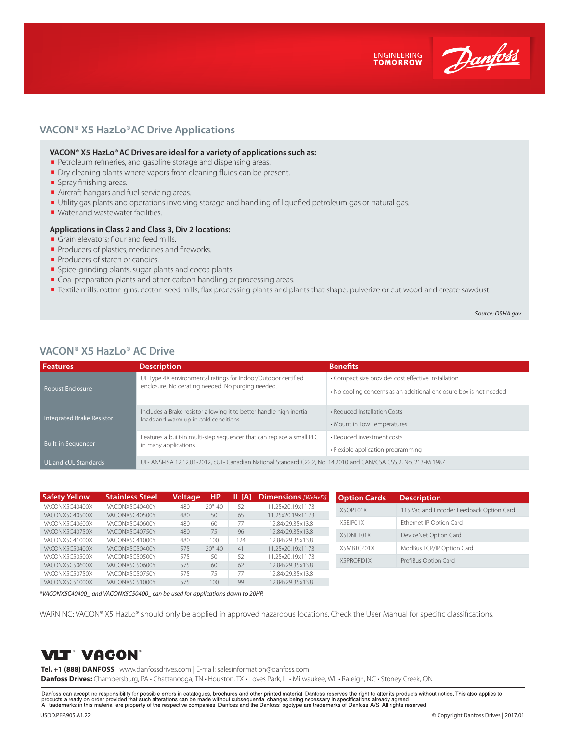ENGINEERING TOMORROW

## VACON® X5 HazLo® AC Drive Applications

**VACON® X5 HazLo® AC Drives are ideal for a variety of applications such as:**

- Petroleum refineries, and gasoline storage and dispensing areas.
- Dry cleaning plants where vapors from cleaning fluids can be present.
- Spray finishing areas.
- Aircraft hangars and fuel servicing areas.
- Utility gas plants and operations involving storage and handling of liquefied petroleum gas or natural gas.
- Water and wastewater facilities.

**Applications in Class 2 and Class 3, Div 2 locations:**

- Grain elevators; flour and feed mills.
- Producers of plastics, medicines and fireworks.
- Producers of starch or candies.
- Spice-grinding plants, sugar plants and cocoa plants.
- Coal preparation plants and other carbon handling or processing areas.
- Textile mills, cotton gins; cotton seed mills, flax processing plants and plants that shape, pulverize or cut wood and create sawdust.

*Source: OSHA.gov*

## VACON® X5 HazLo® AC Drive

| Features | Description | Benefits |
|---|---|---|
| Robust Enclosure | UL Type 4X environmental ratings for Indoor/Outdoor certified enclosure. No derating needed. No purging needed. | • Compact size provides cost effective installation<br>• No cooling concerns as an additional enclosure box is not needed |
| Integrated Brake Resistor | Includes a Brake resistor allowing it to better handle high inertial loads and warm up in cold conditions. | • Reduced Installation Costs<br>• Mount in Low Temperatures |
| Built-in Sequencer | Features a built-in multi-step sequencer that can replace a small PLC in many applications. | • Reduced investment costs<br>• Flexible application programming |
| UL and cUL Standards | UL- ANSI-ISA 12.12.01-2012, cUL- Canadian National Standard C22.2, No. 14.2010 and CAN/CSA CSS.2, No. 213-M 1987 | |

| Safety Yellow | Stainless Steel | Voltage | HP | IL [A] | Dimensions *[WxHxD]* |
|---|---|---|---|---|---|
| VACONX5C40400X | VACONX5C40400Y | 480 | 20*-40 | 52 | 11.25x20.19x11.73 |
| VACONX5C40500X | VACONX5C40500Y | 480 | 50 | 65 | 11.25x20.19x11.73 |
| VACONX5C40600X | VACONX5C40600Y | 480 | 60 | 77 | 12.84x29.35x13.8 |
| VACONX5C40750X | VACONX5C40750Y | 480 | 75 | 96 | 12.84x29.35x13.8 |
| VACONX5C41000X | VACONX5C41000Y | 480 | 100 | 124 | 12.84x29.35x13.8 |
| VACONX5C50400X | VACONX5C50400Y | 575 | 20*-40 | 41 | 11.25x20.19x11.73 |
| VACONX5C50500X | VACONX5C50500Y | 575 | 50 | 52 | 11.25x20.19x11.73 |
| VACONX5C50600X | VACONX5C50600Y | 575 | 60 | 62 | 12.84x29.35x13.8 |
| VACONX5C50750X | VACONX5C50750Y | 575 | 75 | 77 | 12.84x29.35x13.8 |
| VACONX5C51000X | VACONX5C51000Y | 575 | 100 | 99 | 12.84x29.35x13.8 |

*\*VACONX5C40400_ and VACONX5C50400_ can be used for applications down to 20HP.*

| Option Cards | Description |
|---|---|
| X5OPT01X | 115 Vac and Encoder Feedback Option Card |
| X5EIP01X | Ethernet IP Option Card |
| X5DNET01X | DeviceNet Option Card |
| X5MBTCP01X | ModBus TCP/IP Option Card |
| X5PROFI01X | ProfiBus Option Card |

WARNING: VACON® X5 HazLo® should only be applied in approved hazardous locations. Check the User Manual for specific classifications.

VLT® | VACON®

**Tel. +1 (888) DANFOSS** | www.danfossdrives.com | E-mail: salesinformation@danfoss.com

**Danfoss Drives:** Chambersburg, PA • Chattanooga, TN • Houston, TX • Loves Park, IL • Milwaukee, WI • Raleigh, NC • Stoney Creek, ON

Danfoss can accept no responsibility for possible errors in catalogues, brochures and other printed material. Danfoss reserves the right to alter its products without notice. This also applies to products already on order provided that such alterations can be made without subsequential changes being necessary in specifications already agreed. All trademarks in this material are property of the respective companies. Danfoss and the Danfoss logotype are trademarks of Danfoss A/S. All rights reserved.

USDD.PFP.905.A1.22 © Copyright Danfoss Drives | 2017.01